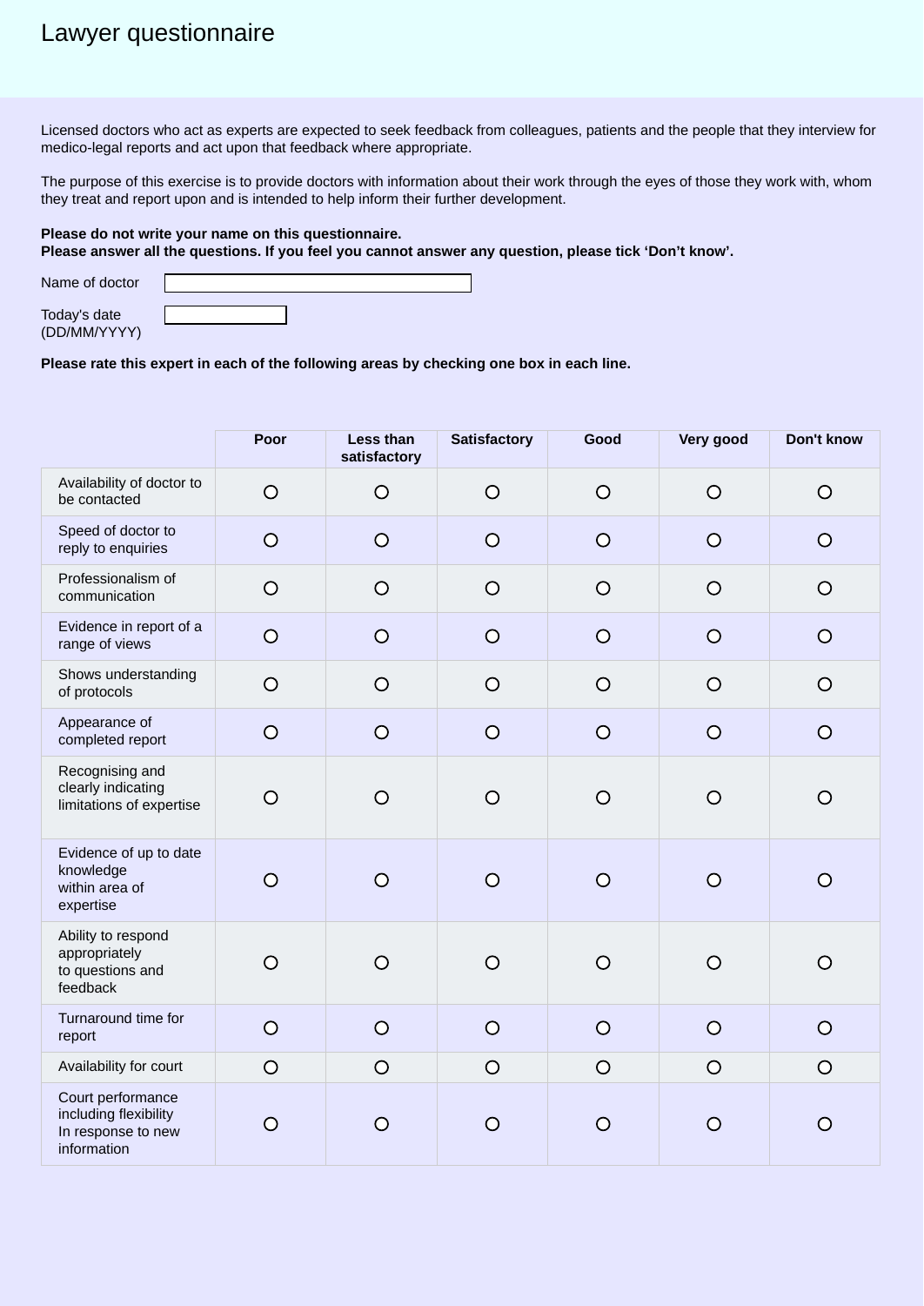# Lawyer questionnaire

Licensed doctors who act as experts are expected to seek feedback from colleagues, patients and the people that they interview for medico-legal reports and act upon that feedback where appropriate.

The purpose of this exercise is to provide doctors with information about their work through the eyes of those they work with, whom they treat and report upon and is intended to help inform their further development.

**Please do not write your name on this questionnaire.**
**Please answer all the questions. If you feel you cannot answer any question, please tick 'Don't know'.**

Name of doctor

Today's date (DD/MM/YYYY)

**Please rate this expert in each of the following areas by checking one box in each line.**

| | Poor | Less than satisfactory | Satisfactory | Good | Very good | Don't know |
|---|---|---|---|---|---|---|
| Availability of doctor to be contacted | ○ | ○ | ○ | ○ | ○ | ○ |
| Speed of doctor to reply to enquiries | ○ | ○ | ○ | ○ | ○ | ○ |
| Professionalism of communication | ○ | ○ | ○ | ○ | ○ | ○ |
| Evidence in report of a range of views | ○ | ○ | ○ | ○ | ○ | ○ |
| Shows understanding of protocols | ○ | ○ | ○ | ○ | ○ | ○ |
| Appearance of completed report | ○ | ○ | ○ | ○ | ○ | ○ |
| Recognising and clearly indicating limitations of expertise | ○ | ○ | ○ | ○ | ○ | ○ |
| Evidence of up to date knowledge within area of expertise | ○ | ○ | ○ | ○ | ○ | ○ |
| Ability to respond appropriately to questions and feedback | ○ | ○ | ○ | ○ | ○ | ○ |
| Turnaround time for report | ○ | ○ | ○ | ○ | ○ | ○ |
| Availability for court | ○ | ○ | ○ | ○ | ○ | ○ |
| Court performance including flexibility In response to new information | ○ | ○ | ○ | ○ | ○ | ○ |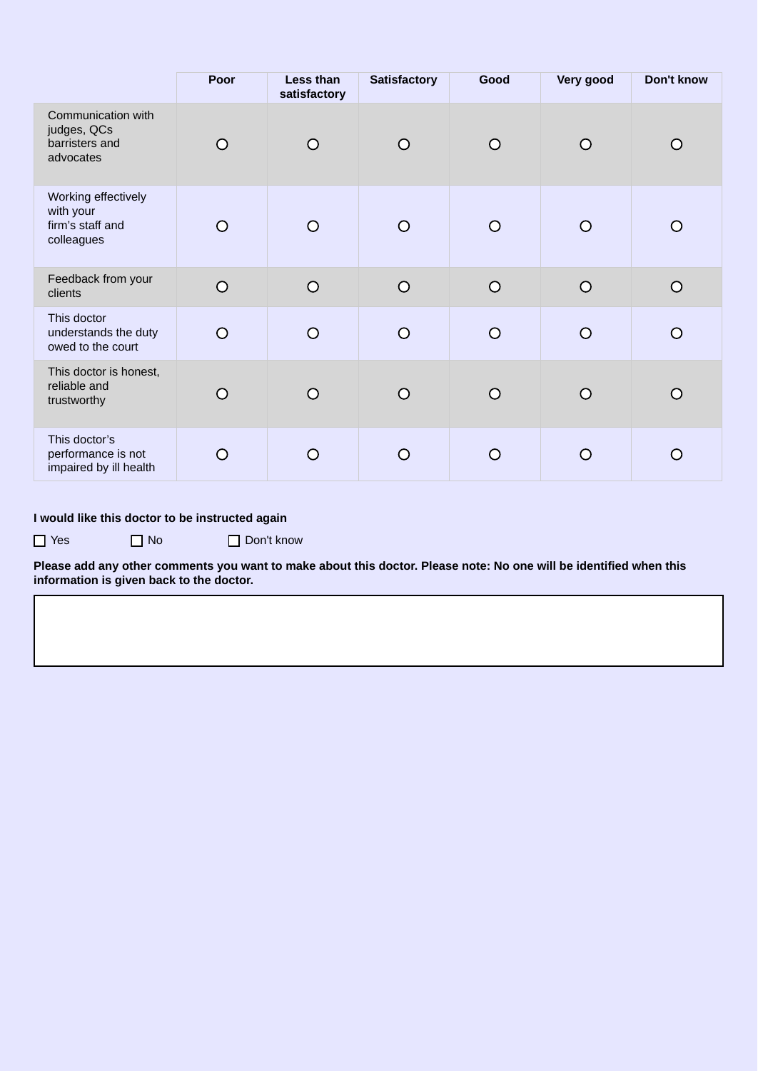| | Poor | Less than satisfactory | Satisfactory | Good | Very good | Don't know |
|---|---|---|---|---|---|---|
| Communication with judges, QCs barristers and advocates | ○ | ○ | ○ | ○ | ○ | ○ |
| Working effectively with your firm's staff and colleagues | ○ | ○ | ○ | ○ | ○ | ○ |
| Feedback from your clients | ○ | ○ | ○ | ○ | ○ | ○ |
| This doctor understands the duty owed to the court | ○ | ○ | ○ | ○ | ○ | ○ |
| This doctor is honest, reliable and trustworthy | ○ | ○ | ○ | ○ | ○ | ○ |
| This doctor's performance is not impaired by ill health | ○ | ○ | ○ | ○ | ○ | ○ |

**I would like this doctor to be instructed again**

☐ Yes ☐ No ☐ Don't know

**Please add any other comments you want to make about this doctor. Please note: No one will be identified when this information is given back to the doctor.**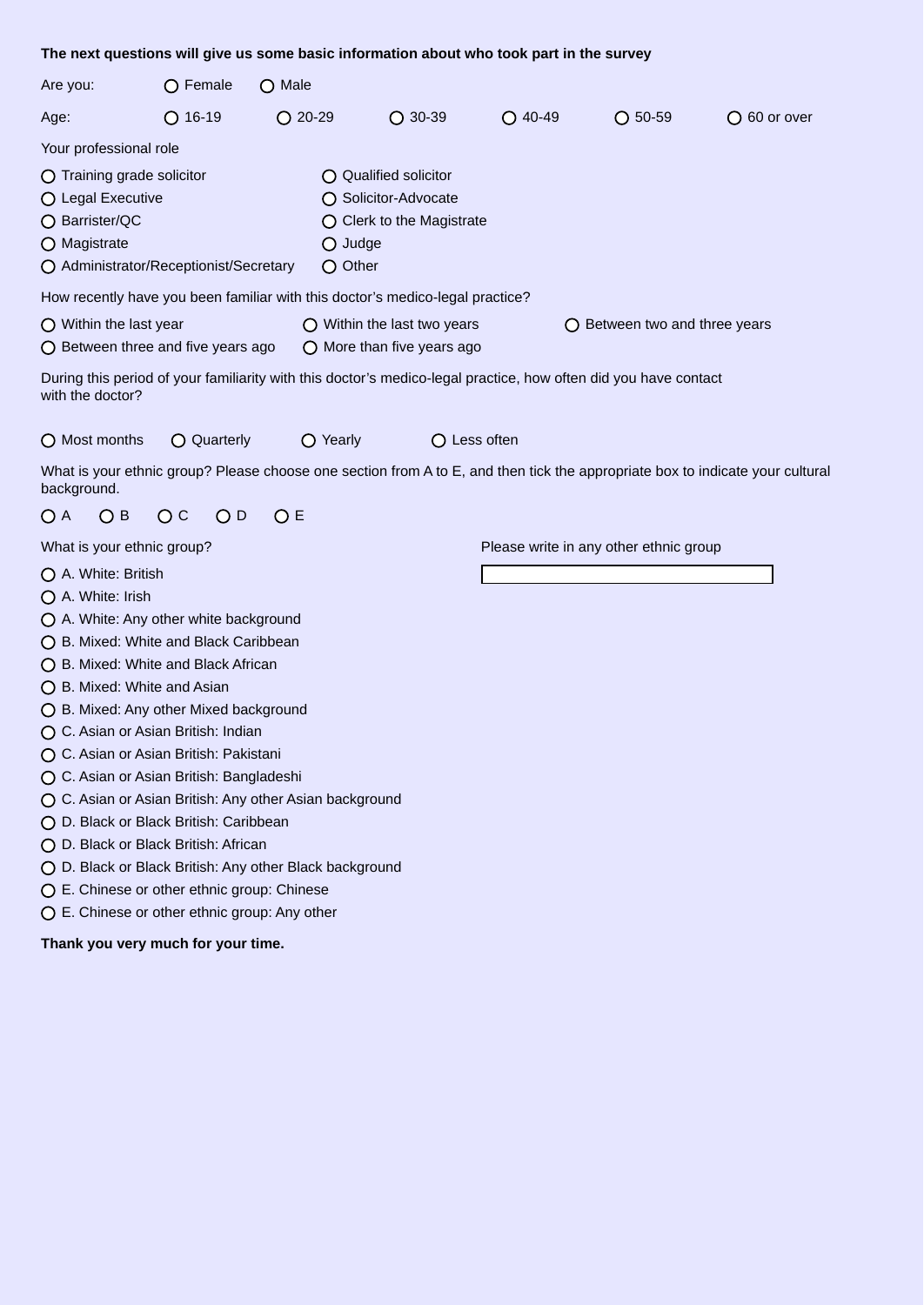**The next questions will give us some basic information about who took part in the survey**

Are you: ○ Female ○ Male

Age: ○ 16-19 ○ 20-29 ○ 30-39 ○ 40-49 ○ 50-59 ○ 60 or over

Your professional role

○ Training grade solicitor
○ Qualified solicitor
○ Legal Executive
○ Solicitor-Advocate
○ Barrister/QC
○ Clerk to the Magistrate
○ Magistrate
○ Judge
○ Administrator/Receptionist/Secretary
○ Other

How recently have you been familiar with this doctor's medico-legal practice?

○ Within the last year
○ Within the last two years
○ Between two and three years
○ Between three and five years ago
○ More than five years ago

During this period of your familiarity with this doctor's medico-legal practice, how often did you have contact with the doctor?

○ Most months ○ Quarterly ○ Yearly ○ Less often

What is your ethnic group? Please choose one section from A to E, and then tick the appropriate box to indicate your cultural background.

○ A ○ B ○ C ○ D ○ E

What is your ethnic group?

○ A. White: British
○ A. White: Irish
○ A. White: Any other white background
○ B. Mixed: White and Black Caribbean
○ B. Mixed: White and Black African
○ B. Mixed: White and Asian
○ B. Mixed: Any other Mixed background
○ C. Asian or Asian British: Indian
○ C. Asian or Asian British: Pakistani
○ C. Asian or Asian British: Bangladeshi
○ C. Asian or Asian British: Any other Asian background
○ D. Black or Black British: Caribbean
○ D. Black or Black British: African
○ D. Black or Black British: Any other Black background
○ E. Chinese or other ethnic group: Chinese
○ E. Chinese or other ethnic group: Any other

Please write in any other ethnic group

______________________

**Thank you very much for your time.**